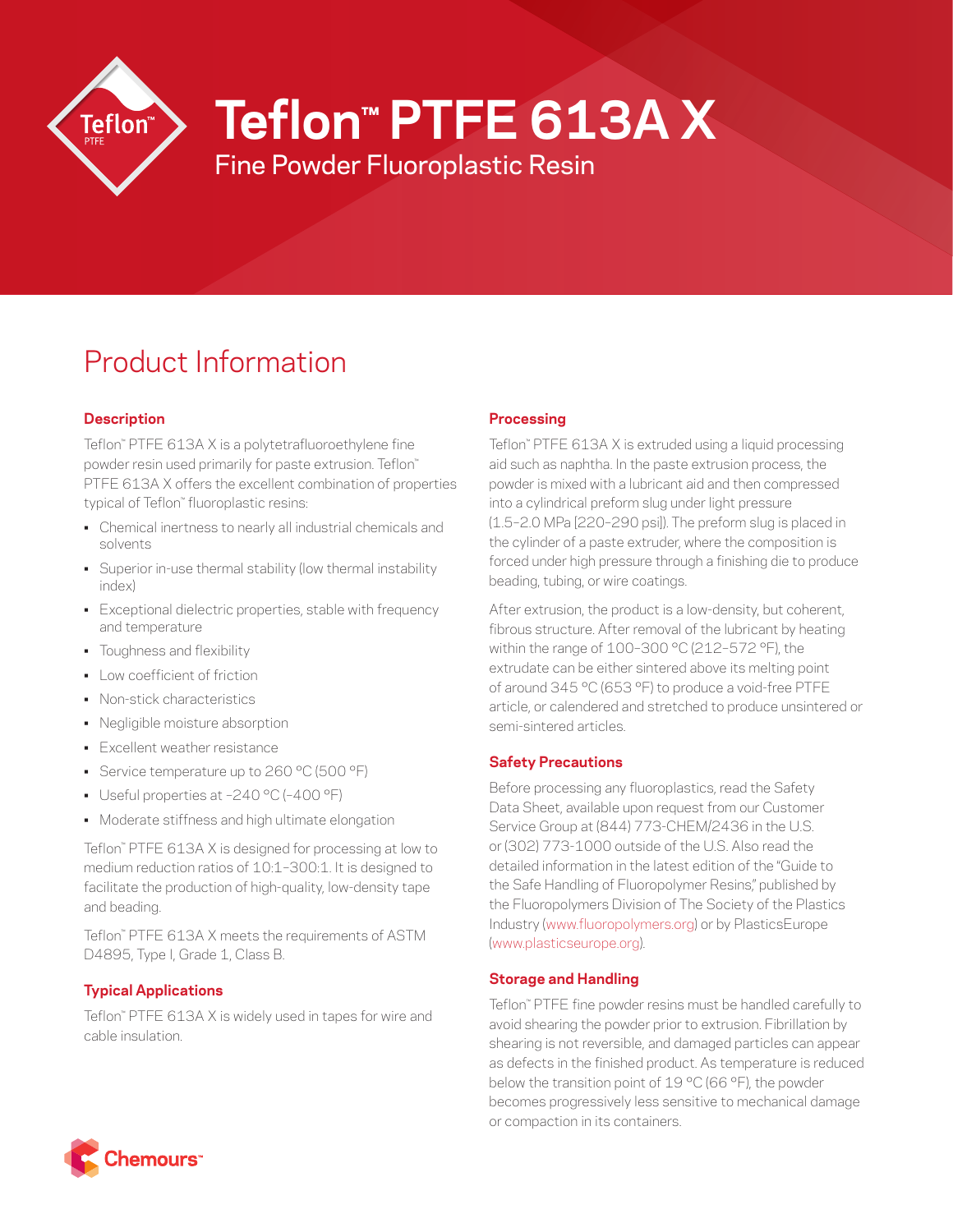# Teflon™ PTFE 613A X

## Fine Powder Fluoroplastic Resin

## Product Information

### Description

Teflon™ PTFE 613A X is a polytetrafluoroethylene fine powder resin used primarily for paste extrusion. Teflon™ PTFE 613A X offers the excellent combination of properties typical of Teflon™ fluoroplastic resins:

- Chemical inertness to nearly all industrial chemicals and solvents
- Superior in-use thermal stability (low thermal instability index)
- Exceptional dielectric properties, stable with frequency and temperature
- Toughness and flexibility
- Low coefficient of friction
- Non-stick characteristics
- Negligible moisture absorption
- Excellent weather resistance
- Service temperature up to 260 °C (500 °F)
- Useful properties at –240 °C (–400 °F)
- Moderate stiffness and high ultimate elongation

Teflon™ PTFE 613A X is designed for processing at low to medium reduction ratios of 10:1–300:1. It is designed to facilitate the production of high-quality, low-density tape and beading.

Teflon™ PTFE 613A X meets the requirements of ASTM D4895, Type I, Grade 1, Class B.

### Typical Applications

Teflon™ PTFE 613A X is widely used in tapes for wire and cable insulation.

### Processing

Teflon™ PTFE 613A X is extruded using a liquid processing aid such as naphtha. In the paste extrusion process, the powder is mixed with a lubricant aid and then compressed into a cylindrical preform slug under light pressure (1.5–2.0 MPa [220–290 psi]). The preform slug is placed in the cylinder of a paste extruder, where the composition is forced under high pressure through a finishing die to produce beading, tubing, or wire coatings.

After extrusion, the product is a low-density, but coherent, fibrous structure. After removal of the lubricant by heating within the range of 100–300 °C (212–572 °F), the extrudate can be either sintered above its melting point of around 345 °C (653 °F) to produce a void-free PTFE article, or calendered and stretched to produce unsintered or semi-sintered articles.

### Safety Precautions

Before processing any fluoroplastics, read the Safety Data Sheet, available upon request from our Customer Service Group at (844) 773-CHEM/2436 in the U.S. or (302) 773-1000 outside of the U.S. Also read the detailed information in the latest edition of the "Guide to the Safe Handling of Fluoropolymer Resins," published by the Fluoropolymers Division of The Society of the Plastics Industry (www.fluoropolymers.org) or by PlasticsEurope (www.plasticseurope.org).

### Storage and Handling

Teflon™ PTFE fine powder resins must be handled carefully to avoid shearing the powder prior to extrusion. Fibrillation by shearing is not reversible, and damaged particles can appear as defects in the finished product. As temperature is reduced below the transition point of 19 °C (66 °F), the powder becomes progressively less sensitive to mechanical damage or compaction in its containers.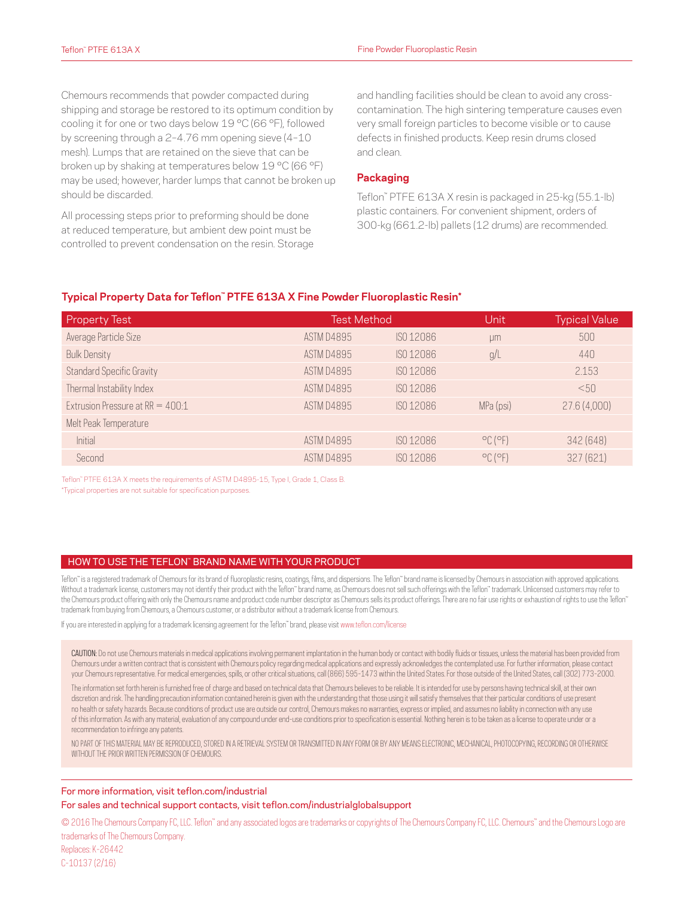Chemours recommends that powder compacted during shipping and storage be restored to its optimum condition by cooling it for one or two days below 19 °C (66 °F), followed by screening through a 2–4.76 mm opening sieve (4–10 mesh). Lumps that are retained on the sieve that can be broken up by shaking at temperatures below 19 °C (66 °F) may be used; however, harder lumps that cannot be broken up should be discarded.

All processing steps prior to preforming should be done at reduced temperature, but ambient dew point must be controlled to prevent condensation on the resin. Storage and handling facilities should be clean to avoid any cross-contamination. The high sintering temperature causes even very small foreign particles to become visible or to cause defects in finished products. Keep resin drums closed and clean.

## Packaging

Teflon™ PTFE 613A X resin is packaged in 25-kg (55.1-lb) plastic containers. For convenient shipment, orders of 300-kg (661.2-lb) pallets (12 drums) are recommended.

### Typical Property Data for Teflon™ PTFE 613A X Fine Powder Fluoroplastic Resin*

| Property Test | Test Method | | Unit | Typical Value |
|---|---|---|---|---|
| Average Particle Size | ASTM D4895 | ISO 12086 | µm | 500 |
| Bulk Density | ASTM D4895 | ISO 12086 | g/L | 440 |
| Standard Specific Gravity | ASTM D4895 | ISO 12086 | | 2.153 |
| Thermal Instability Index | ASTM D4895 | ISO 12086 | | <50 |
| Extrusion Pressure at RR = 400:1 | ASTM D4895 | ISO 12086 | MPa (psi) | 27.6 (4,000) |
| Melt Peak Temperature | | | | |
| Initial | ASTM D4895 | ISO 12086 | °C (°F) | 342 (648) |
| Second | ASTM D4895 | ISO 12086 | °C (°F) | 327 (621) |

Teflon™ PTFE 613A X meets the requirements of ASTM D4895-15, Type I, Grade 1, Class B.
*Typical properties are not suitable for specification purposes.

## HOW TO USE THE TEFLON™ BRAND NAME WITH YOUR PRODUCT

Teflon™ is a registered trademark of Chemours for its brand of fluoroplastic resins, coatings, films, and dispersions. The Teflon™ brand name is licensed by Chemours in association with approved applications. Without a trademark license, customers may not identify their product with the Teflon™ brand name, as Chemours does not sell such offerings with the Teflon™ trademark. Unlicensed customers may refer to the Chemours product offering with only the Chemours name and product code number descriptor as Chemours sells its product offerings. There are no fair use rights or exhaustion of rights to use the Teflon™ trademark from buying from Chemours, a Chemours customer, or a distributor without a trademark license from Chemours.

If you are interested in applying for a trademark licensing agreement for the Teflon™ brand, please visit www.teflon.com/license

CAUTION: Do not use Chemours materials in medical applications involving permanent implantation in the human body or contact with bodily fluids or tissues, unless the material has been provided from Chemours under a written contract that is consistent with Chemours policy regarding medical applications and expressly acknowledges the contemplated use. For further information, please contact your Chemours representative. For medical emergencies, spills, or other critical situations, call (866) 595-1473 within the United States. For those outside of the United States, call (302) 773-2000.

The information set forth herein is furnished free of charge and based on technical data that Chemours believes to be reliable. It is intended for use by persons having technical skill, at their own discretion and risk. The handling precaution information contained herein is given with the understanding that those using it will satisfy themselves that their particular conditions of use present no health or safety hazards. Because conditions of product use are outside our control, Chemours makes no warranties, express or implied, and assumes no liability in connection with any use of this information. As with any material, evaluation of any compound under end-use conditions prior to specification is essential. Nothing herein is to be taken as a license to operate under or a recommendation to infringe any patents.

NO PART OF THIS MATERIAL MAY BE REPRODUCED, STORED IN A RETRIEVAL SYSTEM OR TRANSMITTED IN ANY FORM OR BY ANY MEANS ELECTRONIC, MECHANICAL, PHOTOCOPYING, RECORDING OR OTHERWISE WITHOUT THE PRIOR WRITTEN PERMISSION OF CHEMOURS.

For more information, visit teflon.com/industrial
For sales and technical support contacts, visit teflon.com/industrialglobalsupport

© 2016 The Chemours Company FC, LLC. Teflon™ and any associated logos are trademarks or copyrights of The Chemours Company FC, LLC. Chemours™ and the Chemours Logo are trademarks of The Chemours Company.
Replaces: K-26442
C-10137 (2/16)